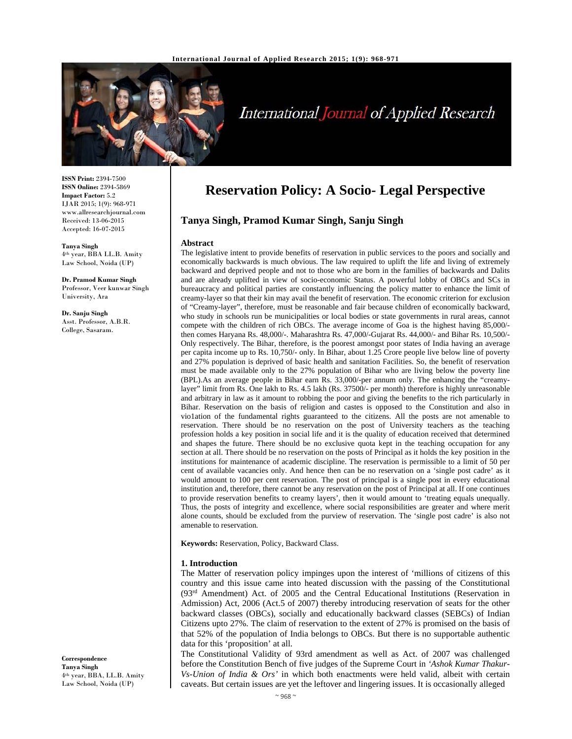# Reservation Policy: A Socio- Legal Perspective

**Tanya Singh, Pramod Kumar Singh, Sanju Singh**

**ISSN Print:** 2394-7500
**ISSN Online:** 2394-5869
**Impact Factor:** 5.2
IJAR 2015; 1(9): 968-971
www.allresearchjournal.com
Received: 13-06-2015
Accepted: 16-07-2015

**Tanya Singh**
4th year, BBA LL.B. Amity Law School, Noida (UP)

**Dr. Pramod Kumar Singh**
Professor, Veer kunwar Singh University, Ara

**Dr. Sanju Singh**
Asst. Professor, A.B.R. College, Sasaram.

**Correspondence**
**Tanya Singh**
4th year, BBA, LL.B. Amity Law School, Noida (UP)

## Abstract

The legislative intent to provide benefits of reservation in public services to the poors and socially and economically backwards is much obvious. The law required to uplift the life and living of extremely backward and deprived people and not to those who are born in the families of backwards and Dalits and are already uplifted in view of socio-economic Status. A powerful lobby of OBCs and SCs in bureaucracy and political parties are constantly influencing the policy matter to enhance the limit of creamy-layer so that their kin may avail the benefit of reservation. The economic criterion for exclusion of "Creamy-layer", therefore, must be reasonable and fair because children of economically backward, who study in schools run be municipalities or local bodies or state governments in rural areas, cannot compete with the children of rich OBCs. The average income of Goa is the highest having 85,000/- then comes Haryana Rs. 48,000/-. Maharashtra Rs. 47,000/-Gujarat Rs. 44,000/- and Bihar Rs. 10,500/- Only respectively. The Bihar, therefore, is the poorest amongst poor states of India having an average per capita income up to Rs. 10,750/- only. In Bihar, about 1.25 Crore people live below line of poverty and 27% population is deprived of basic health and sanitation Facilities. So, the benefit of reservation must be made available only to the 27% population of Bihar who are living below the poverty line (BPL).As an average people in Bihar earn Rs. 33,000/-per annum only. The enhancing the "creamy-layer" limit from Rs. One lakh to Rs. 4.5 lakh (Rs. 37500/- per month) therefore is highly unreasonable and arbitrary in law as it amount to robbing the poor and giving the benefits to the rich particularly in Bihar. Reservation on the basis of religion and castes is opposed to the Constitution and also in vio1ation of the fundamental rights guaranteed to the citizens. All the posts are not amenable to reservation. There should be no reservation on the post of University teachers as the teaching profession holds a key position in social life and it is the quality of education received that determined and shapes the future. There should be no exclusive quota kept in the teaching occupation for any section at all. There should be no reservation on the posts of Principal as it holds the key position in the institutions for maintenance of academic discipline. The reservation is permissible to a limit of 50 per cent of available vacancies only. And hence then can be no reservation on a 'single post cadre' as it would amount to 100 per cent reservation. The post of principal is a single post in every educational institution and, therefore, there cannot be any reservation on the post of Principal at all. If one continues to provide reservation benefits to creamy layers', then it would amount to 'treating equals unequally. Thus, the posts of integrity and excellence, where social responsibilities are greater and where merit alone counts, should be excluded from the purview of reservation. The 'single post cadre' is also not amenable to reservation.

**Keywords:** Reservation, Policy, Backward Class.

## 1. Introduction

The Matter of reservation policy impinges upon the interest of 'millions of citizens of this country and this issue came into heated discussion with the passing of the Constitutional (93rd Amendment) Act. of 2005 and the Central Educational Institutions (Reservation in Admission) Act, 2006 (Act.5 of 2007) thereby introducing reservation of seats for the other backward classes (OBCs), socially and educationally backward classes (SEBCs) of Indian Citizens upto 27%. The claim of reservation to the extent of 27% is promised on the basis of that 52% of the population of India belongs to OBCs. But there is no supportable authentic data for this 'proposition' at all.

The Constitutional Validity of 93rd amendment as well as Act. of 2007 was challenged before the Constitution Bench of five judges of the Supreme Court in *'Ashok Kumar Thakur-Vs-Union of India & Ors'* in which both enactments were held valid, albeit with certain caveats. But certain issues are yet the leftover and lingering issues. It is occasionally alleged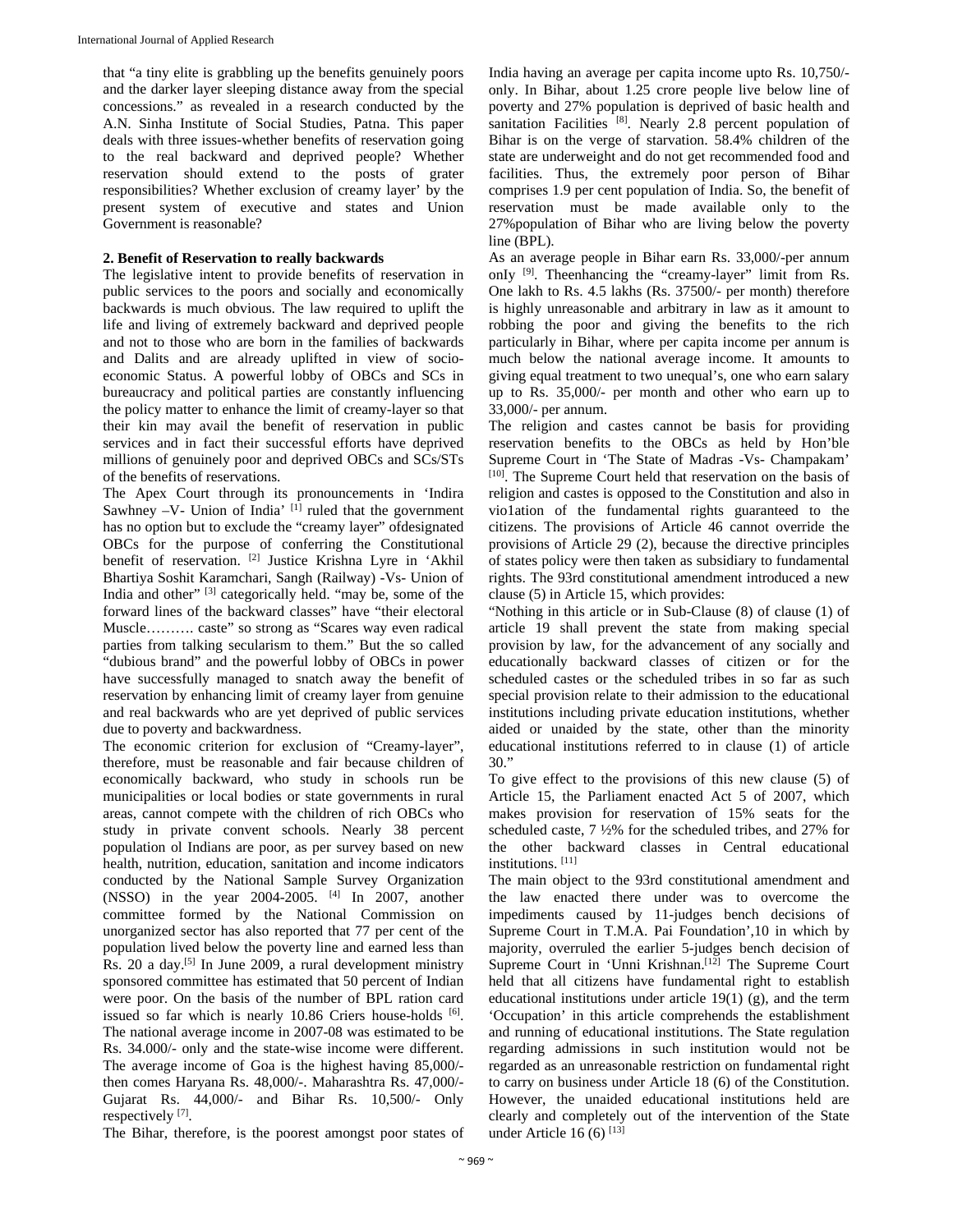that "a tiny elite is grabbling up the benefits genuinely poors and the darker layer sleeping distance away from the special concessions." as revealed in a research conducted by the A.N. Sinha Institute of Social Studies, Patna. This paper deals with three issues-whether benefits of reservation going to the real backward and deprived people? Whether reservation should extend to the posts of grater responsibilities? Whether exclusion of creamy layer' by the present system of executive and states and Union Government is reasonable?

## 2. Benefit of Reservation to really backwards

The legislative intent to provide benefits of reservation in public services to the poors and socially and economically backwards is much obvious. The law required to uplift the life and living of extremely backward and deprived people and not to those who are born in the families of backwards and Dalits and are already uplifted in view of socio-economic Status. A powerful lobby of OBCs and SCs in bureaucracy and political parties are constantly influencing the policy matter to enhance the limit of creamy-layer so that their kin may avail the benefit of reservation in public services and in fact their successful efforts have deprived millions of genuinely poor and deprived OBCs and SCs/STs of the benefits of reservations.

The Apex Court through its pronouncements in 'Indira Sawhney –V- Union of India' [1] ruled that the government has no option but to exclude the "creamy layer" ofdesignated OBCs for the purpose of conferring the Constitutional benefit of reservation. [2] Justice Krishna Lyre in 'Akhil Bhartiya Soshit Karamchari, Sangh (Railway) -Vs- Union of India and other" [3] categorically held. "may be, some of the forward lines of the backward classes" have "their electoral Muscle………. caste" so strong as "Scares way even radical parties from talking secularism to them." But the so called "dubious brand" and the powerful lobby of OBCs in power have successfully managed to snatch away the benefit of reservation by enhancing limit of creamy layer from genuine and real backwards who are yet deprived of public services due to poverty and backwardness.

The economic criterion for exclusion of "Creamy-layer", therefore, must be reasonable and fair because children of economically backward, who study in schools run be municipalities or local bodies or state governments in rural areas, cannot compete with the children of rich OBCs who study in private convent schools. Nearly 38 percent population ol Indians are poor, as per survey based on new health, nutrition, education, sanitation and income indicators conducted by the National Sample Survey Organization (NSSO) in the year 2004-2005. [4] In 2007, another committee formed by the National Commission on unorganized sector has also reported that 77 per cent of the population lived below the poverty line and earned less than Rs. 20 a day.[5] In June 2009, a rural development ministry sponsored committee has estimated that 50 percent of Indian were poor. On the basis of the number of BPL ration card issued so far which is nearly 10.86 Criers house-holds [6]. The national average income in 2007-08 was estimated to be Rs. 34.000/- only and the state-wise income were different. The average income of Goa is the highest having 85,000/- then comes Haryana Rs. 48,000/-. Maharashtra Rs. 47,000/- Gujarat Rs. 44,000/- and Bihar Rs. 10,500/- Only respectively [7].

The Bihar, therefore, is the poorest amongst poor states of India having an average per capita income upto Rs. 10,750/- only. In Bihar, about 1.25 crore people live below line of poverty and 27% population is deprived of basic health and sanitation Facilities [8]. Nearly 2.8 percent population of Bihar is on the verge of starvation. 58.4% children of the state are underweight and do not get recommended food and facilities. Thus, the extremely poor person of Bihar comprises 1.9 per cent population of India. So, the benefit of reservation must be made available only to the 27%population of Bihar who are living below the poverty line (BPL).

As an average people in Bihar earn Rs. 33,000/-per annum onIy [9]. Theenhancing the "creamy-layer" limit from Rs. One lakh to Rs. 4.5 lakhs (Rs. 37500/- per month) therefore is highly unreasonable and arbitrary in law as it amount to robbing the poor and giving the benefits to the rich particularly in Bihar, where per capita income per annum is much below the national average income. It amounts to giving equal treatment to two unequal's, one who earn salary up to Rs. 35,000/- per month and other who earn up to 33,000/- per annum.

The religion and castes cannot be basis for providing reservation benefits to the OBCs as held by Hon'ble Supreme Court in 'The State of Madras -Vs- Champakam' [10]. The Supreme Court held that reservation on the basis of religion and castes is opposed to the Constitution and also in vio1ation of the fundamental rights guaranteed to the citizens. The provisions of Article 46 cannot override the provisions of Article 29 (2), because the directive principles of states policy were then taken as subsidiary to fundamental rights. The 93rd constitutional amendment introduced a new clause (5) in Article 15, which provides:

"Nothing in this article or in Sub-Clause (8) of clause (1) of article 19 shall prevent the state from making special provision by law, for the advancement of any socially and educationally backward classes of citizen or for the scheduled castes or the scheduled tribes in so far as such special provision relate to their admission to the educational institutions including private education institutions, whether aided or unaided by the state, other than the minority educational institutions referred to in clause (1) of article 30."

To give effect to the provisions of this new clause (5) of Article 15, the Parliament enacted Act 5 of 2007, which makes provision for reservation of 15% seats for the scheduled caste, 7 ½% for the scheduled tribes, and 27% for the other backward classes in Central educational institutions. [11]

The main object to the 93rd constitutional amendment and the law enacted there under was to overcome the impediments caused by 11-judges bench decisions of Supreme Court in T.M.A. Pai Foundation',10 in which by majority, overruled the earlier 5-judges bench decision of Supreme Court in 'Unni Krishnan.[12] The Supreme Court held that all citizens have fundamental right to establish educational institutions under article 19(1) (g), and the term 'Occupation' in this article comprehends the establishment and running of educational institutions. The State regulation regarding admissions in such institution would not be regarded as an unreasonable restriction on fundamental right to carry on business under Article 18 (6) of the Constitution. However, the unaided educational institutions held are clearly and completely out of the intervention of the State under Article 16 (6) [13]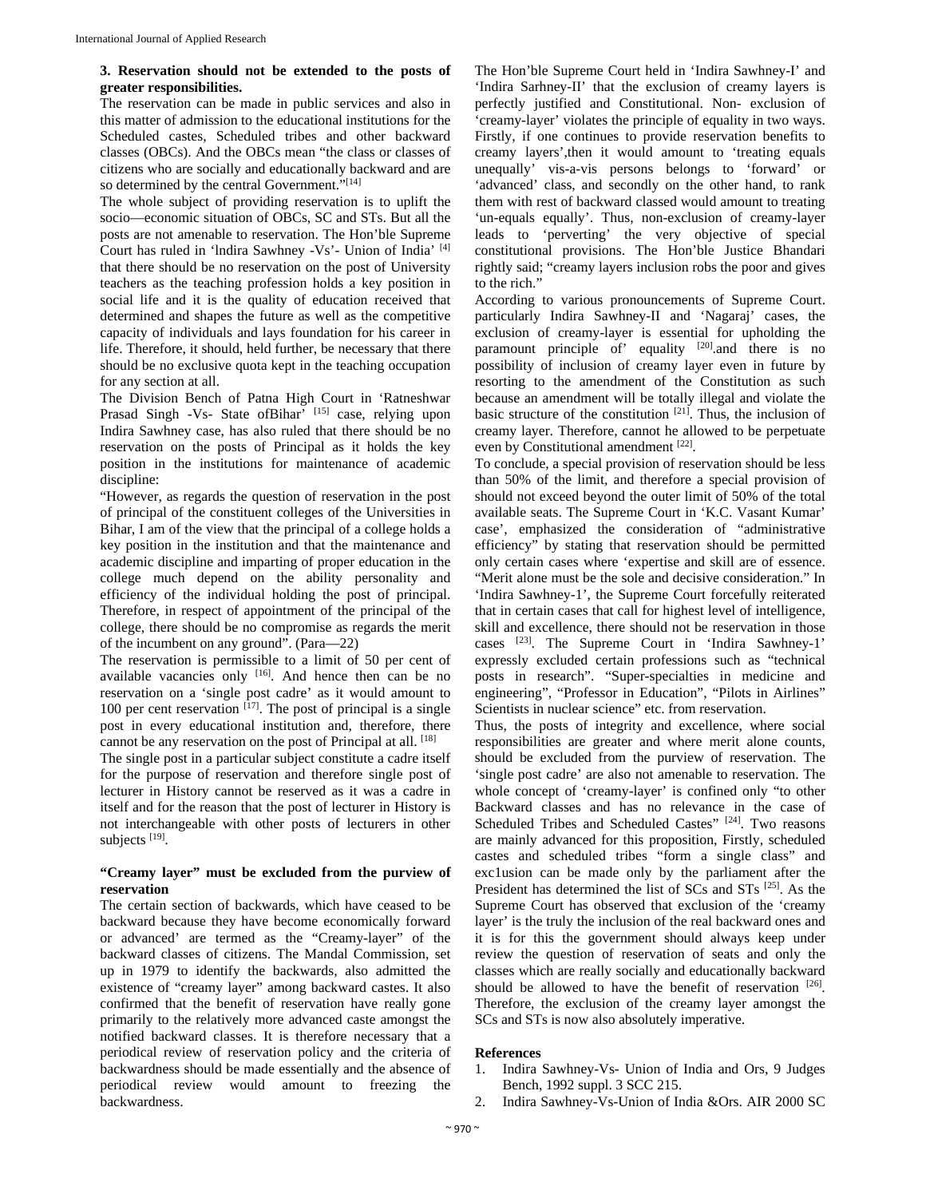**3. Reservation should not be extended to the posts of greater responsibilities.**

The reservation can be made in public services and also in this matter of admission to the educational institutions for the Scheduled castes, Scheduled tribes and other backward classes (OBCs). And the OBCs mean "the class or classes of citizens who are socially and educationally backward and are so determined by the central Government."[14]

The whole subject of providing reservation is to uplift the socio—economic situation of OBCs, SC and STs. But all the posts are not amenable to reservation. The Hon'ble Supreme Court has ruled in 'lndira Sawhney -Vs'- Union of India' [4] that there should be no reservation on the post of University teachers as the teaching profession holds a key position in social life and it is the quality of education received that determined and shapes the future as well as the competitive capacity of individuals and lays foundation for his career in life. Therefore, it should, held further, be necessary that there should be no exclusive quota kept in the teaching occupation for any section at all.

The Division Bench of Patna High Court in 'Ratneshwar Prasad Singh -Vs- State ofBihar' [15] case, relying upon Indira Sawhney case, has also ruled that there should be no reservation on the posts of Principal as it holds the key position in the institutions for maintenance of academic discipline:

"However, as regards the question of reservation in the post of principal of the constituent colleges of the Universities in Bihar, I am of the view that the principal of a college holds a key position in the institution and that the maintenance and academic discipline and imparting of proper education in the college much depend on the ability personality and efficiency of the individual holding the post of principal. Therefore, in respect of appointment of the principal of the college, there should be no compromise as regards the merit of the incumbent on any ground". (Para—22)

The reservation is permissible to a limit of 50 per cent of available vacancies only [16]. And hence then can be no reservation on a 'single post cadre' as it would amount to 100 per cent reservation [17]. The post of principal is a single post in every educational institution and, therefore, there cannot be any reservation on the post of Principal at all. [18]

The single post in a particular subject constitute a cadre itself for the purpose of reservation and therefore single post of lecturer in History cannot be reserved as it was a cadre in itself and for the reason that the post of lecturer in History is not interchangeable with other posts of lecturers in other subjects [19].

**"Creamy layer" must be excluded from the purview of reservation**

The certain section of backwards, which have ceased to be backward because they have become economically forward or advanced' are termed as the "Creamy-layer" of the backward classes of citizens. The Mandal Commission, set up in 1979 to identify the backwards, also admitted the existence of "creamy layer" among backward castes. It also confirmed that the benefit of reservation have really gone primarily to the relatively more advanced caste amongst the notified backward classes. It is therefore necessary that a periodical review of reservation policy and the criteria of backwardness should be made essentially and the absence of periodical review would amount to freezing the backwardness.

The Hon'ble Supreme Court held in 'Indira Sawhney-I' and 'Indira Sarhney-II' that the exclusion of creamy layers is perfectly justified and Constitutional. Non- exclusion of 'creamy-layer' violates the principle of equality in two ways. Firstly, if one continues to provide reservation benefits to creamy layers',then it would amount to 'treating equals unequally' vis-a-vis persons belongs to 'forward' or 'advanced' class, and secondly on the other hand, to rank them with rest of backward classed would amount to treating 'un-equals equally'. Thus, non-exclusion of creamy-layer leads to 'perverting' the very objective of special constitutional provisions. The Hon'ble Justice Bhandari rightly said; "creamy layers inclusion robs the poor and gives to the rich."

According to various pronouncements of Supreme Court. particularly Indira Sawhney-II and 'Nagaraj' cases, the exclusion of creamy-layer is essential for upholding the paramount principle of' equality [20].and there is no possibility of inclusion of creamy layer even in future by resorting to the amendment of the Constitution as such because an amendment will be totally illegal and violate the basic structure of the constitution [21]. Thus, the inclusion of creamy layer. Therefore, cannot he allowed to be perpetuate even by Constitutional amendment [22].

To conclude, a special provision of reservation should be less than 50% of the limit, and therefore a special provision of should not exceed beyond the outer limit of 50% of the total available seats. The Supreme Court in 'K.C. Vasant Kumar' case', emphasized the consideration of "administrative efficiency" by stating that reservation should be permitted only certain cases where 'expertise and skill are of essence. "Merit alone must be the sole and decisive consideration." In 'Indira Sawhney-1', the Supreme Court forcefully reiterated that in certain cases that call for highest level of intelligence, skill and excellence, there should not be reservation in those cases [23]. The Supreme Court in 'Indira Sawhney-1' expressly excluded certain professions such as "technical posts in research". "Super-specialties in medicine and engineering", "Professor in Education", "Pilots in Airlines" Scientists in nuclear science" etc. from reservation.

Thus, the posts of integrity and excellence, where social responsibilities are greater and where merit alone counts, should be excluded from the purview of reservation. The 'single post cadre' are also not amenable to reservation. The whole concept of 'creamy-layer' is confined only "to other Backward classes and has no relevance in the case of Scheduled Tribes and Scheduled Castes" [24]. Two reasons are mainly advanced for this proposition, Firstly, scheduled castes and scheduled tribes "form a single class" and exc1usion can be made only by the parliament after the President has determined the list of SCs and STs [25]. As the Supreme Court has observed that exclusion of the 'creamy layer' is the truly the inclusion of the real backward ones and it is for this the government should always keep under review the question of reservation of seats and only the classes which are really socially and educationally backward should be allowed to have the benefit of reservation [26]. Therefore, the exclusion of the creamy layer amongst the SCs and STs is now also absolutely imperative.

**References**

1. Indira Sawhney-Vs- Union of India and Ors, 9 Judges Bench, 1992 suppl. 3 SCC 215.
2. Indira Sawhney-Vs-Union of India &Ors. AIR 2000 SC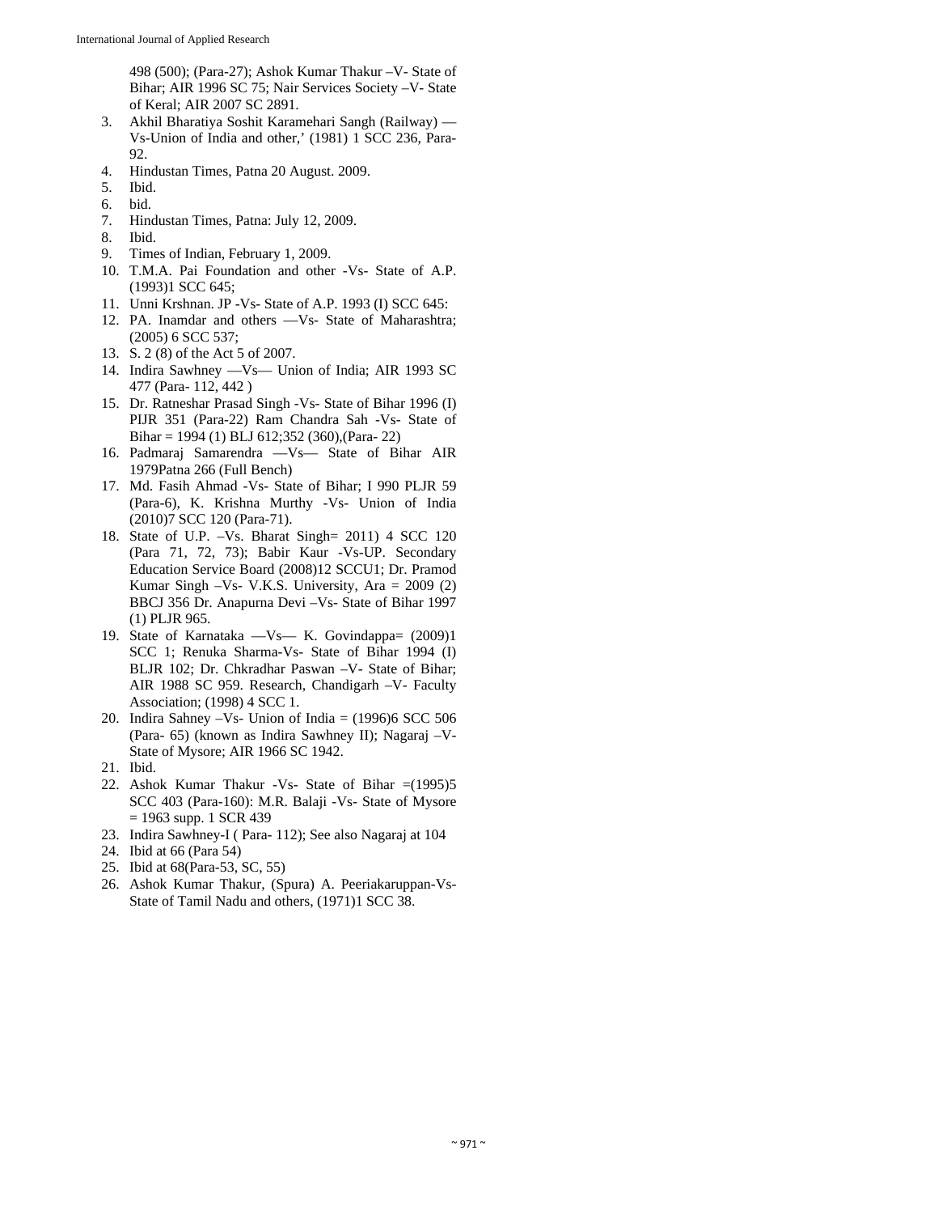498 (500); (Para-27); Ashok Kumar Thakur –V- State of Bihar; AIR 1996 SC 75; Nair Services Society –V- State of Keral; AIR 2007 SC 2891.

3. Akhil Bharatiya Soshit Karamehari Sangh (Railway) —Vs-Union of India and other,' (1981) 1 SCC 236, Para-92.
4. Hindustan Times, Patna 20 August. 2009.
5. Ibid.
6. bid.
7. Hindustan Times, Patna: July 12, 2009.
8. Ibid.
9. Times of Indian, February 1, 2009.
10. T.M.A. Pai Foundation and other -Vs- State of A.P. (1993)1 SCC 645;
11. Unni Krshnan. JP -Vs- State of A.P. 1993 (I) SCC 645:
12. PA. Inamdar and others —Vs- State of Maharashtra; (2005) 6 SCC 537;
13. S. 2 (8) of the Act 5 of 2007.
14. Indira Sawhney —Vs— Union of India; AIR 1993 SC 477 (Para- 112, 442 )
15. Dr. Ratneshar Prasad Singh -Vs- State of Bihar 1996 (I) PIJR 351 (Para-22) Ram Chandra Sah -Vs- State of Bihar = 1994 (1) BLJ 612;352 (360),(Para- 22)
16. Padmaraj Samarendra —Vs— State of Bihar AIR 1979Patna 266 (Full Bench)
17. Md. Fasih Ahmad -Vs- State of Bihar; I 990 PLJR 59 (Para-6), K. Krishna Murthy -Vs- Union of India (2010)7 SCC 120 (Para-71).
18. State of U.P. –Vs. Bharat Singh= 2011) 4 SCC 120 (Para 71, 72, 73); Babir Kaur -Vs-UP. Secondary Education Service Board (2008)12 SCCU1; Dr. Pramod Kumar Singh –Vs- V.K.S. University, Ara = 2009 (2) BBCJ 356 Dr. Anapurna Devi –Vs- State of Bihar 1997 (1) PLJR 965.
19. State of Karnataka —Vs— K. Govindappa= (2009)1 SCC 1; Renuka Sharma-Vs- State of Bihar 1994 (I) BLJR 102; Dr. Chkradhar Paswan –V- State of Bihar; AIR 1988 SC 959. Research, Chandigarh –V- Faculty Association; (1998) 4 SCC 1.
20. Indira Sahney –Vs- Union of India = (1996)6 SCC 506 (Para- 65) (known as Indira Sawhney II); Nagaraj –V- State of Mysore; AIR 1966 SC 1942.
21. Ibid.
22. Ashok Kumar Thakur -Vs- State of Bihar =(1995)5 SCC 403 (Para-160): M.R. Balaji -Vs- State of Mysore = 1963 supp. 1 SCR 439
23. Indira Sawhney-I ( Para- 112); See also Nagaraj at 104
24. Ibid at 66 (Para 54)
25. Ibid at 68(Para-53, SC, 55)
26. Ashok Kumar Thakur, (Spura) A. Peeriakaruppan-Vs-State of Tamil Nadu and others, (1971)1 SCC 38.